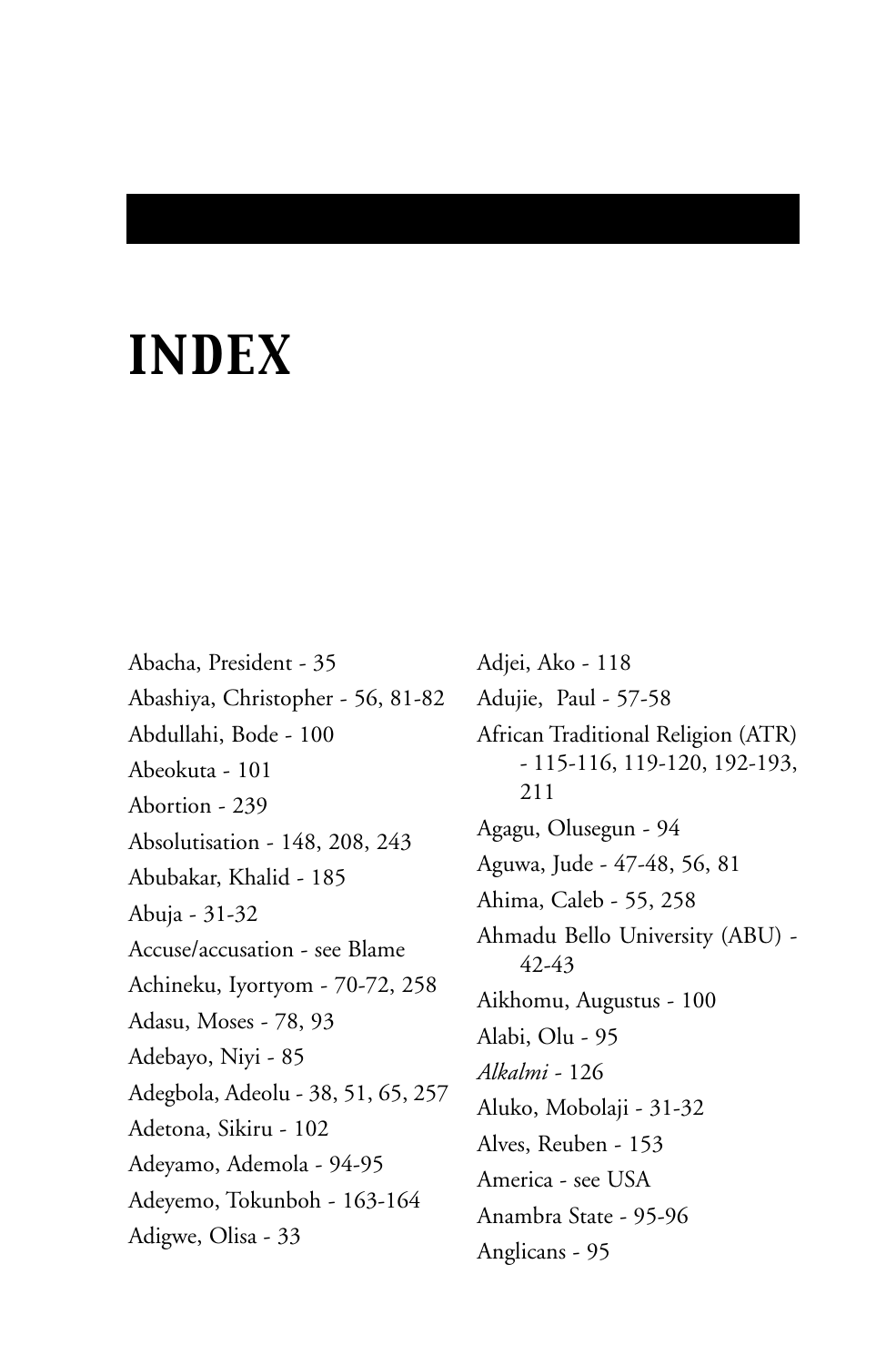# INDEX

Abacha, President - 35
Abashiya, Christopher - 56, 81-82
Abdullahi, Bode - 100
Abeokuta - 101
Abortion - 239
Absolutisation - 148, 208, 243
Abubakar, Khalid - 185
Abuja - 31-32
Accuse/accusation - see Blame
Achineku, Iyortyom - 70-72, 258
Adasu, Moses - 78, 93
Adebayo, Niyi - 85
Adegbola, Adeolu - 38, 51, 65, 257
Adetona, Sikiru - 102
Adeyamo, Ademola - 94-95
Adeyemo, Tokunboh - 163-164
Adigwe, Olisa - 33
Adjei, Ako - 118
Adujie, Paul - 57-58
African Traditional Religion (ATR) - 115-116, 119-120, 192-193, 211
Agagu, Olusegun - 94
Aguwa, Jude - 47-48, 56, 81
Ahima, Caleb - 55, 258
Ahmadu Bello University (ABU) - 42-43
Aikhomu, Augustus - 100
Alabi, Olu - 95
*Alkalmi* - 126
Aluko, Mobolaji - 31-32
Alves, Reuben - 153
America - see USA
Anambra State - 95-96
Anglicans - 95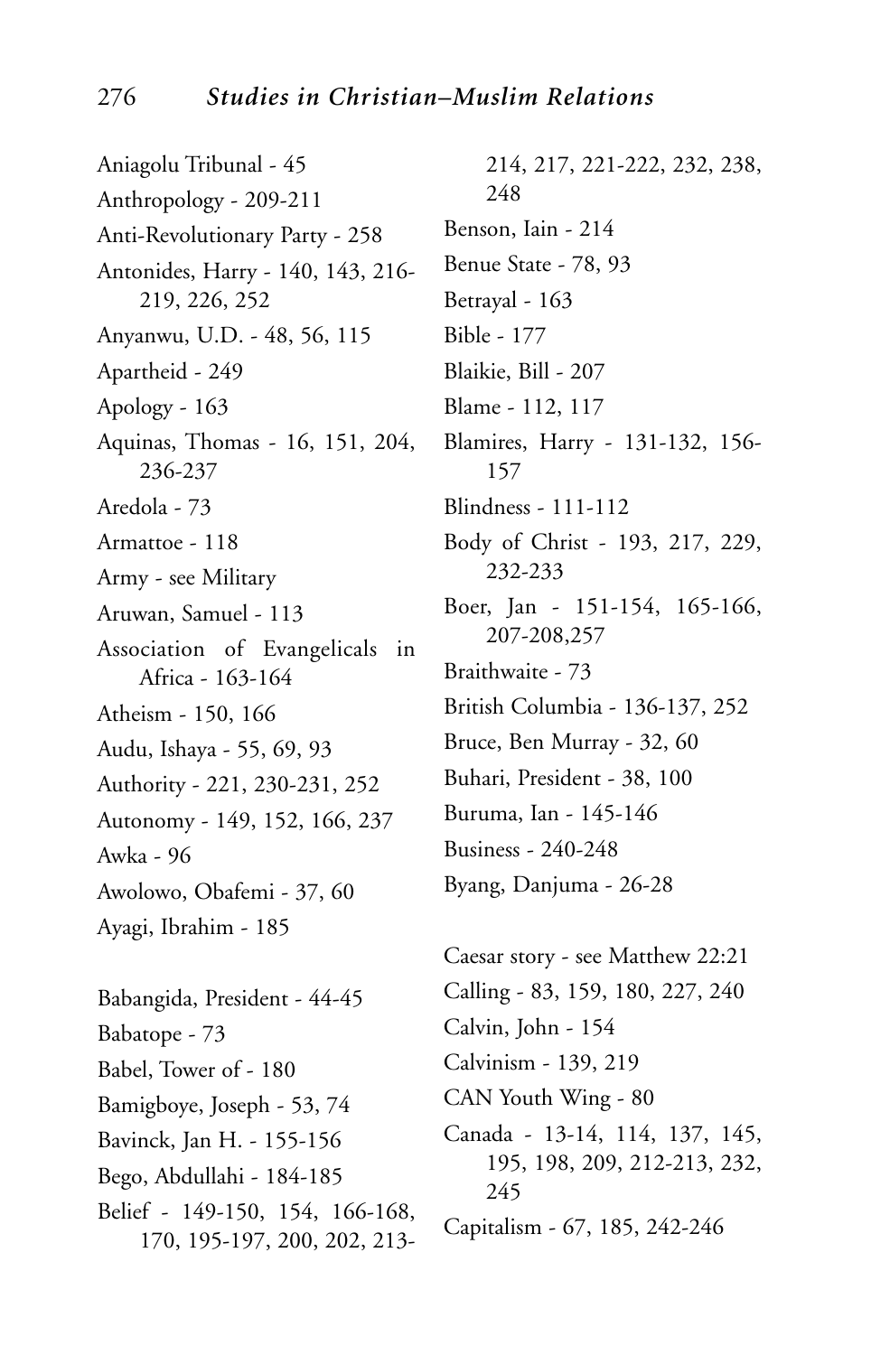Aniagolu Tribunal - 45

Anthropology - 209-211

Anti-Revolutionary Party - 258

Antonides, Harry - 140, 143, 216-219, 226, 252

Anyanwu, U.D. - 48, 56, 115

Apartheid - 249

Apology - 163

Aquinas, Thomas - 16, 151, 204, 236-237

Aredola - 73

Armattoe - 118

Army - see Military

Aruwan, Samuel - 113

Association of Evangelicals in Africa - 163-164

Atheism - 150, 166

Audu, Ishaya - 55, 69, 93

Authority - 221, 230-231, 252

Autonomy - 149, 152, 166, 237

Awka - 96

Awolowo, Obafemi - 37, 60

Ayagi, Ibrahim - 185

Babangida, President - 44-45

Babatope - 73

Babel, Tower of - 180

Bamigboye, Joseph - 53, 74

Bavinck, Jan H. - 155-156

Bego, Abdullahi - 184-185

Belief - 149-150, 154, 166-168, 170, 195-197, 200, 202, 213-214, 217, 221-222, 232, 238, 248

Benson, Iain - 214

Benue State - 78, 93

Betrayal - 163

Bible - 177

Blaikie, Bill - 207

Blame - 112, 117

Blamires, Harry - 131-132, 156-157

Blindness - 111-112

Body of Christ - 193, 217, 229, 232-233

Boer, Jan - 151-154, 165-166, 207-208,257

Braithwaite - 73

British Columbia - 136-137, 252

Bruce, Ben Murray - 32, 60

Buhari, President - 38, 100

Buruma, Ian - 145-146

Business - 240-248

Byang, Danjuma - 26-28

Caesar story - see Matthew 22:21

Calling - 83, 159, 180, 227, 240

Calvin, John - 154

Calvinism - 139, 219

CAN Youth Wing - 80

Canada - 13-14, 114, 137, 145, 195, 198, 209, 212-213, 232, 245

Capitalism - 67, 185, 242-246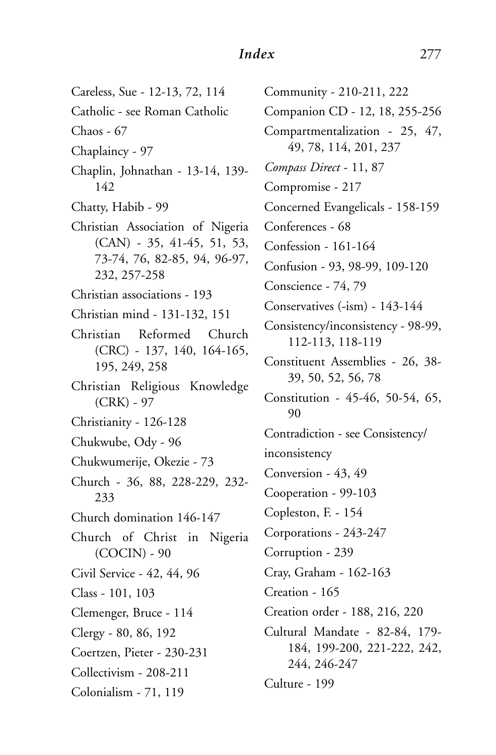Careless, Sue - 12-13, 72, 114

Catholic - see Roman Catholic

Chaos - 67

Chaplaincy - 97

Chaplin, Johnathan - 13-14, 139-142

Chatty, Habib - 99

Christian Association of Nigeria (CAN) - 35, 41-45, 51, 53, 73-74, 76, 82-85, 94, 96-97, 232, 257-258

Christian associations - 193

Christian mind - 131-132, 151

Christian Reformed Church (CRC) - 137, 140, 164-165, 195, 249, 258

Christian Religious Knowledge (CRK) - 97

Christianity - 126-128

Chukwube, Ody - 96

Chukwumerije, Okezie - 73

Church - 36, 88, 228-229, 232-233

Church domination 146-147

Church of Christ in Nigeria (COCIN) - 90

Civil Service - 42, 44, 96

Class - 101, 103

Clemenger, Bruce - 114

Clergy - 80, 86, 192

Coertzen, Pieter - 230-231

Collectivism - 208-211

Colonialism - 71, 119

Community - 210-211, 222

Companion CD - 12, 18, 255-256

Compartmentalization - 25, 47, 49, 78, 114, 201, 237

*Compass Direct* - 11, 87

Compromise - 217

Concerned Evangelicals - 158-159

Conferences - 68

Confession - 161-164

Confusion - 93, 98-99, 109-120

Conscience - 74, 79

Conservatives (-ism) - 143-144

Consistency/inconsistency - 98-99, 112-113, 118-119

Constituent Assemblies - 26, 38-39, 50, 52, 56, 78

Constitution - 45-46, 50-54, 65, 90

Contradiction - see Consistency/inconsistency

Conversion - 43, 49

Cooperation - 99-103

Copleston, F. - 154

Corporations - 243-247

Corruption - 239

Cray, Graham - 162-163

Creation - 165

Creation order - 188, 216, 220

Cultural Mandate - 82-84, 179-184, 199-200, 221-222, 242, 244, 246-247

Culture - 199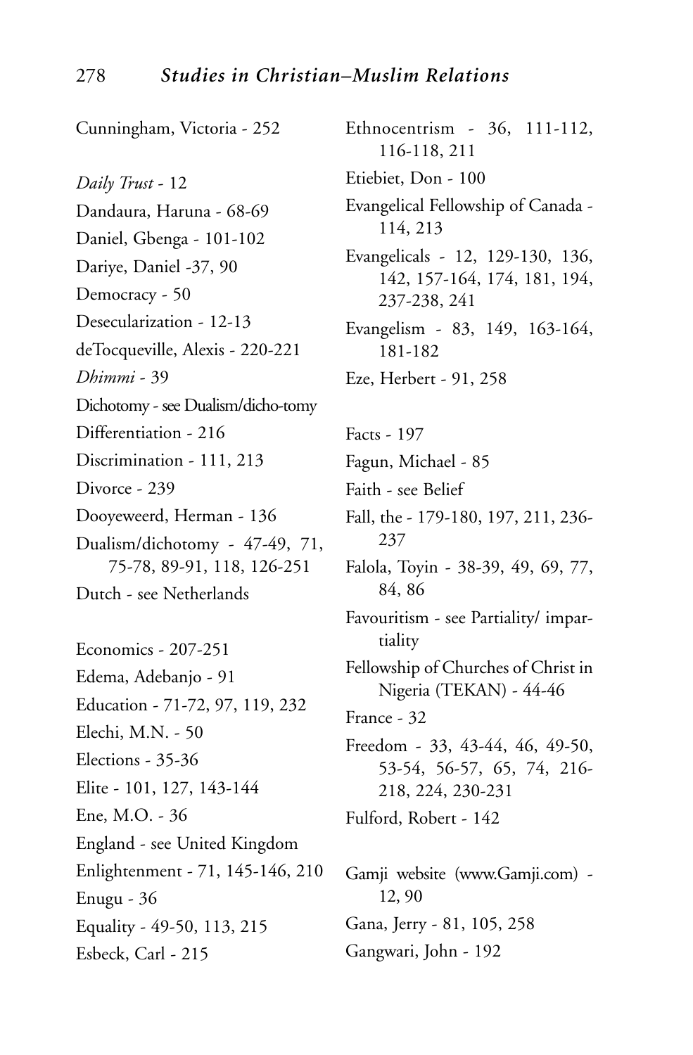Cunningham, Victoria - 252

*Daily Trust* - 12

Dandaura, Haruna - 68-69

Daniel, Gbenga - 101-102

Dariye, Daniel -37, 90

Democracy - 50

Desecularization - 12-13

deTocqueville, Alexis - 220-221

*Dhimmi* - 39

Dichotomy - see Dualism/dicho-tomy

Differentiation - 216

Discrimination - 111, 213

Divorce - 239

Dooyeweerd, Herman - 136

Dualism/dichotomy - 47-49, 71, 75-78, 89-91, 118, 126-251

Dutch - see Netherlands

Economics - 207-251

Edema, Adebanjo - 91

Education - 71-72, 97, 119, 232

Elechi, M.N. - 50

Elections - 35-36

Elite - 101, 127, 143-144

Ene, M.O. - 36

England - see United Kingdom

Enlightenment - 71, 145-146, 210

Enugu - 36

Equality - 49-50, 113, 215

Esbeck, Carl - 215

Ethnocentrism - 36, 111-112, 116-118, 211

Etiebiet, Don - 100

Evangelical Fellowship of Canada - 114, 213

Evangelicals - 12, 129-130, 136, 142, 157-164, 174, 181, 194, 237-238, 241

Evangelism - 83, 149, 163-164, 181-182

Eze, Herbert - 91, 258

Facts - 197

Fagun, Michael - 85

Faith - see Belief

Fall, the - 179-180, 197, 211, 236-237

Falola, Toyin - 38-39, 49, 69, 77, 84, 86

Favouritism - see Partiality/ impartiality

Fellowship of Churches of Christ in Nigeria (TEKAN) - 44-46

France - 32

Freedom - 33, 43-44, 46, 49-50, 53-54, 56-57, 65, 74, 216-218, 224, 230-231

Fulford, Robert - 142

Gamji website (www.Gamji.com) - 12, 90

Gana, Jerry - 81, 105, 258

Gangwari, John - 192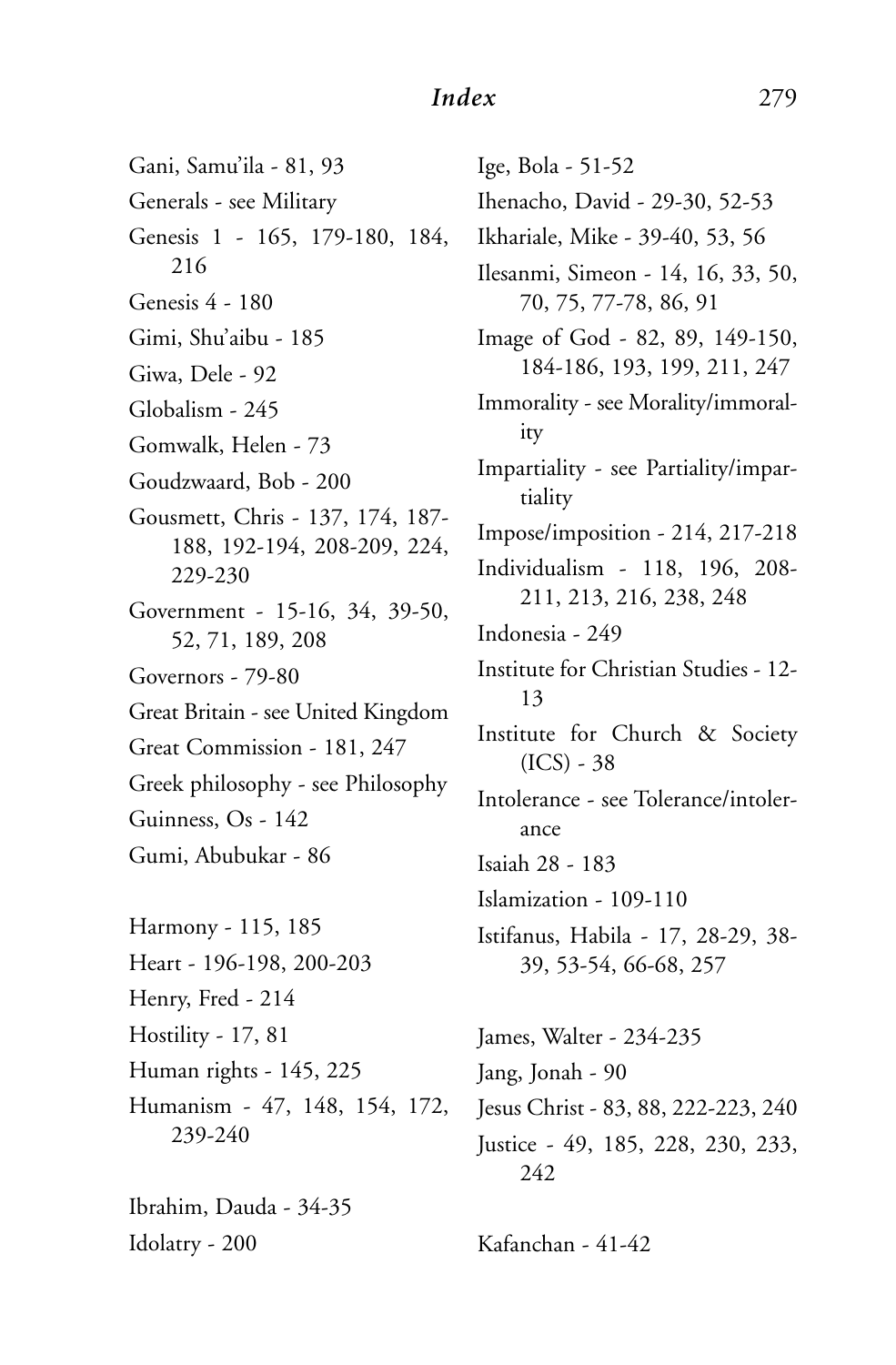Gani, Samu'ila - 81, 93
Generals - see Military
Genesis 1 - 165, 179-180, 184, 216
Genesis 4 - 180
Gimi, Shu'aibu - 185
Giwa, Dele - 92
Globalism - 245
Gomwalk, Helen - 73
Goudzwaard, Bob - 200
Gousmett, Chris - 137, 174, 187-188, 192-194, 208-209, 224, 229-230
Government - 15-16, 34, 39-50, 52, 71, 189, 208
Governors - 79-80
Great Britain - see United Kingdom
Great Commission - 181, 247
Greek philosophy - see Philosophy
Guinness, Os - 142
Gumi, Abubukar - 86

Harmony - 115, 185
Heart - 196-198, 200-203
Henry, Fred - 214
Hostility - 17, 81
Human rights - 145, 225
Humanism - 47, 148, 154, 172, 239-240

Ibrahim, Dauda - 34-35
Idolatry - 200
Ige, Bola - 51-52
Ihenacho, David - 29-30, 52-53
Ikhariale, Mike - 39-40, 53, 56
Ilesanmi, Simeon - 14, 16, 33, 50, 70, 75, 77-78, 86, 91
Image of God - 82, 89, 149-150, 184-186, 193, 199, 211, 247
Immorality - see Morality/immorality
Impartiality - see Partiality/impartiality
Impose/imposition - 214, 217-218
Individualism - 118, 196, 208-211, 213, 216, 238, 248
Indonesia - 249
Institute for Christian Studies - 12-13
Institute for Church & Society (ICS) - 38
Intolerance - see Tolerance/intolerance
Isaiah 28 - 183
Islamization - 109-110
Istifanus, Habila - 17, 28-29, 38-39, 53-54, 66-68, 257

James, Walter - 234-235
Jang, Jonah - 90
Jesus Christ - 83, 88, 222-223, 240
Justice - 49, 185, 228, 230, 233, 242

Kafanchan - 41-42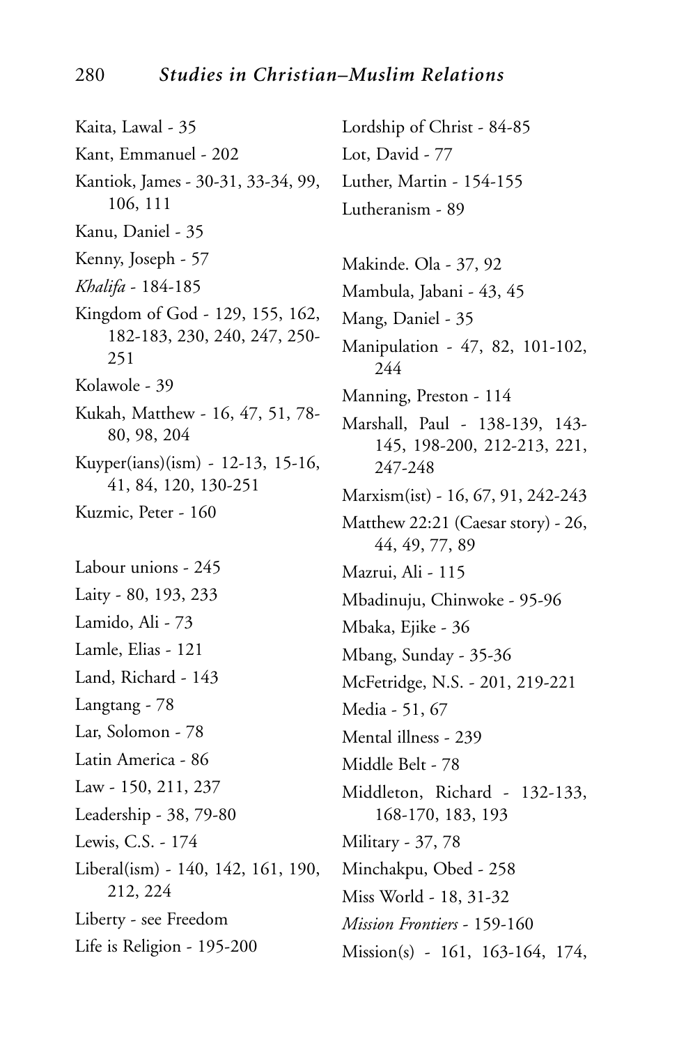Kaita, Lawal - 35

Kant, Emmanuel - 202

Kantiok, James - 30-31, 33-34, 99, 106, 111

Kanu, Daniel - 35

Kenny, Joseph - 57

*Khalifa* - 184-185

Kingdom of God - 129, 155, 162, 182-183, 230, 240, 247, 250-251

Kolawole - 39

Kukah, Matthew - 16, 47, 51, 78-80, 98, 204

Kuyper(ians)(ism) - 12-13, 15-16, 41, 84, 120, 130-251

Kuzmic, Peter - 160

Labour unions - 245

Laity - 80, 193, 233

Lamido, Ali - 73

Lamle, Elias - 121

Land, Richard - 143

Langtang - 78

Lar, Solomon - 78

Latin America - 86

Law - 150, 211, 237

Leadership - 38, 79-80

Lewis, C.S. - 174

Liberal(ism) - 140, 142, 161, 190, 212, 224

Liberty - see Freedom

Life is Religion - 195-200

Lordship of Christ - 84-85

Lot, David - 77

Luther, Martin - 154-155

Lutheranism - 89

Makinde. Ola - 37, 92

Mambula, Jabani - 43, 45

Mang, Daniel - 35

Manipulation - 47, 82, 101-102, 244

Manning, Preston - 114

Marshall, Paul - 138-139, 143-145, 198-200, 212-213, 221, 247-248

Marxism(ist) - 16, 67, 91, 242-243

Matthew 22:21 (Caesar story) - 26, 44, 49, 77, 89

Mazrui, Ali - 115

Mbadinuju, Chinwoke - 95-96

Mbaka, Ejike - 36

Mbang, Sunday - 35-36

McFetridge, N.S. - 201, 219-221

Media - 51, 67

Mental illness - 239

Middle Belt - 78

Middleton, Richard - 132-133, 168-170, 183, 193

Military - 37, 78

Minchakpu, Obed - 258

Miss World - 18, 31-32

*Mission Frontiers* - 159-160

Mission(s) - 161, 163-164, 174,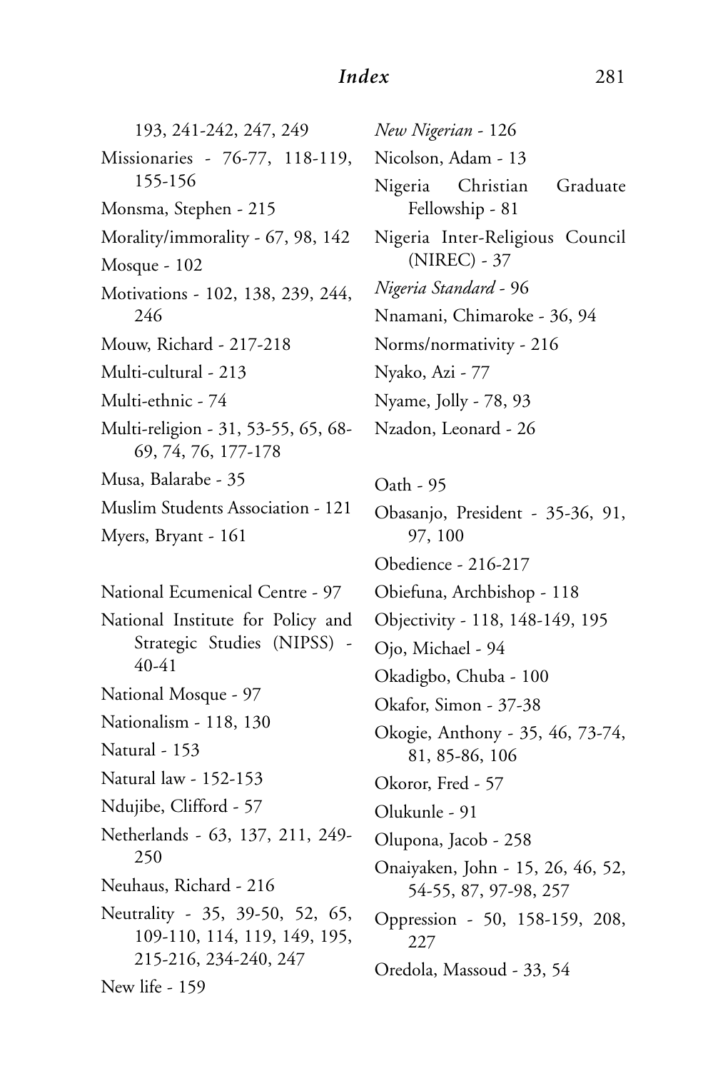193, 241-242, 247, 249

Missionaries - 76-77, 118-119, 155-156

Monsma, Stephen - 215

Morality/immorality - 67, 98, 142

Mosque - 102

Motivations - 102, 138, 239, 244, 246

Mouw, Richard - 217-218

Multi-cultural - 213

Multi-ethnic - 74

Multi-religion - 31, 53-55, 65, 68-69, 74, 76, 177-178

Musa, Balarabe - 35

Muslim Students Association - 121

Myers, Bryant - 161

National Ecumenical Centre - 97

National Institute for Policy and Strategic Studies (NIPSS) - 40-41

National Mosque - 97

Nationalism - 118, 130

Natural - 153

Natural law - 152-153

Ndujibe, Clifford - 57

Netherlands - 63, 137, 211, 249-250

Neuhaus, Richard - 216

Neutrality - 35, 39-50, 52, 65, 109-110, 114, 119, 149, 195, 215-216, 234-240, 247

New life - 159

*New Nigerian* - 126

Nicolson, Adam - 13

Nigeria Christian Graduate Fellowship - 81

Nigeria Inter-Religious Council (NIREC) - 37

*Nigeria Standard* - 96

Nnamani, Chimaroke - 36, 94

Norms/normativity - 216

Nyako, Azi - 77

Nyame, Jolly - 78, 93

Nzadon, Leonard - 26

Oath - 95

Obasanjo, President - 35-36, 91, 97, 100

Obedience - 216-217

Obiefuna, Archbishop - 118

Objectivity - 118, 148-149, 195

Ojo, Michael - 94

Okadigbo, Chuba - 100

Okafor, Simon - 37-38

Okogie, Anthony - 35, 46, 73-74, 81, 85-86, 106

Okoror, Fred - 57

Olukunle - 91

Olupona, Jacob - 258

Onaiyaken, John - 15, 26, 46, 52, 54-55, 87, 97-98, 257

Oppression - 50, 158-159, 208, 227

Oredola, Massoud - 33, 54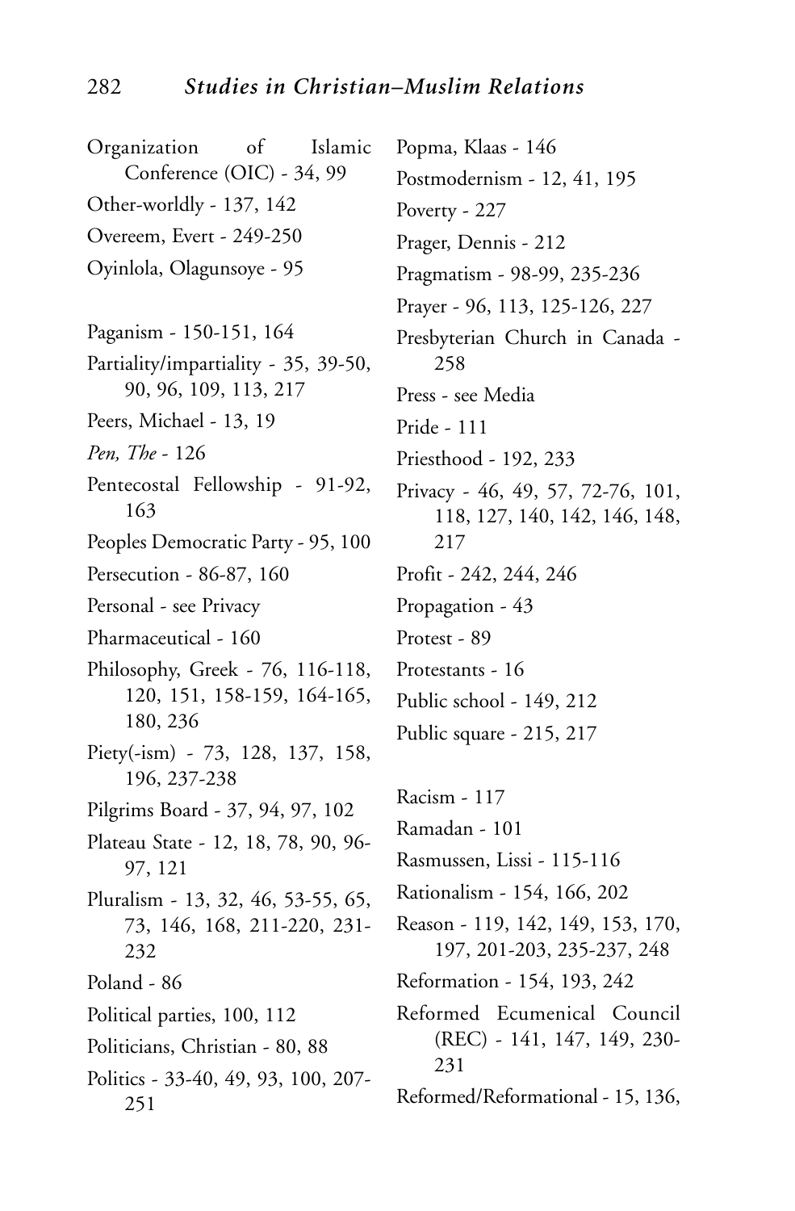Organization of Islamic Conference (OIC) - 34, 99
Other-worldly - 137, 142
Overeem, Evert - 249-250
Oyinlola, Olagunsoye - 95

Paganism - 150-151, 164
Partiality/impartiality - 35, 39-50, 90, 96, 109, 113, 217
Peers, Michael - 13, 19
*Pen, The* - 126
Pentecostal Fellowship - 91-92, 163
Peoples Democratic Party - 95, 100
Persecution - 86-87, 160
Personal - see Privacy
Pharmaceutical - 160
Philosophy, Greek - 76, 116-118, 120, 151, 158-159, 164-165, 180, 236
Piety(-ism) - 73, 128, 137, 158, 196, 237-238
Pilgrims Board - 37, 94, 97, 102
Plateau State - 12, 18, 78, 90, 96-97, 121
Pluralism - 13, 32, 46, 53-55, 65, 73, 146, 168, 211-220, 231-232
Poland - 86
Political parties, 100, 112
Politicians, Christian - 80, 88
Politics - 33-40, 49, 93, 100, 207-251
Popma, Klaas - 146
Postmodernism - 12, 41, 195
Poverty - 227
Prager, Dennis - 212
Pragmatism - 98-99, 235-236
Prayer - 96, 113, 125-126, 227
Presbyterian Church in Canada - 258
Press - see Media
Pride - 111
Priesthood - 192, 233
Privacy - 46, 49, 57, 72-76, 101, 118, 127, 140, 142, 146, 148, 217
Profit - 242, 244, 246
Propagation - 43
Protest - 89
Protestants - 16
Public school - 149, 212
Public square - 215, 217

Racism - 117
Ramadan - 101
Rasmussen, Lissi - 115-116
Rationalism - 154, 166, 202
Reason - 119, 142, 149, 153, 170, 197, 201-203, 235-237, 248
Reformation - 154, 193, 242
Reformed Ecumenical Council (REC) - 141, 147, 149, 230-231
Reformed/Reformational - 15, 136,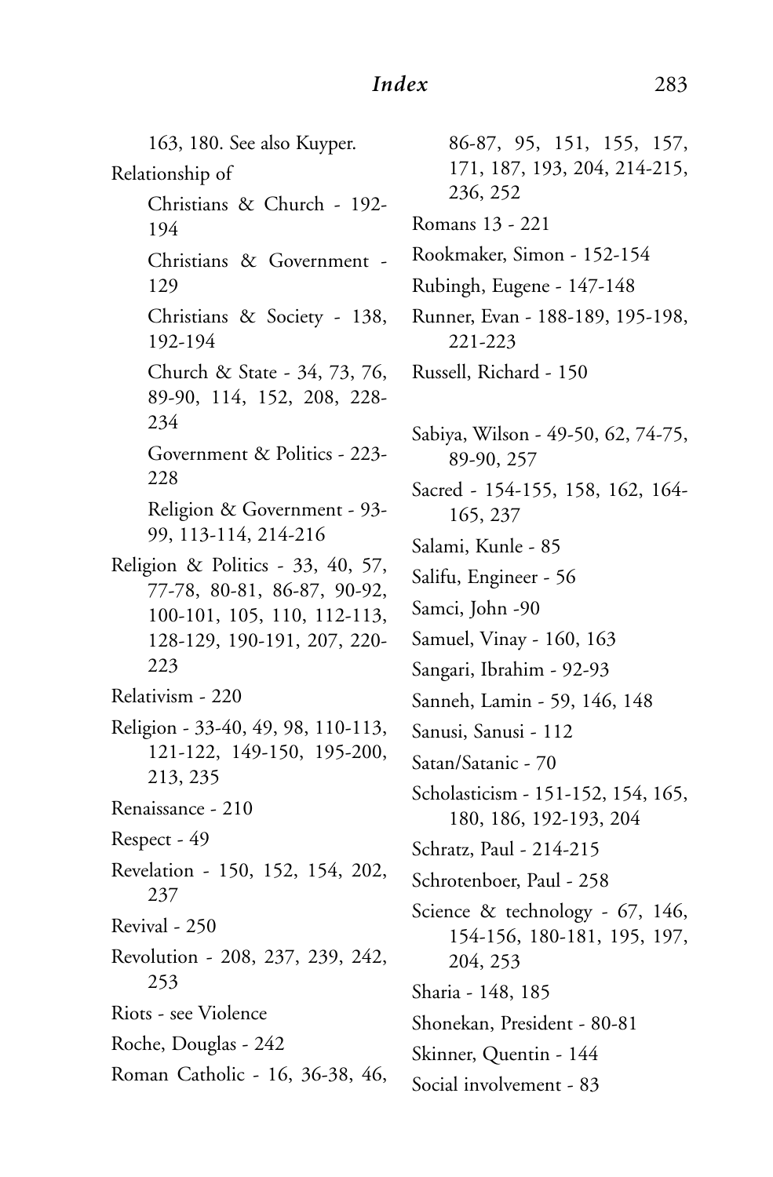163, 180. See also Kuyper.

Relationship of

- Christians & Church - 192-194
- Christians & Government - 129
- Christians & Society - 138, 192-194
- Church & State - 34, 73, 76, 89-90, 114, 152, 208, 228-234
- Government & Politics - 223-228
- Religion & Government - 93-99, 113-114, 214-216

Religion & Politics - 33, 40, 57, 77-78, 80-81, 86-87, 90-92, 100-101, 105, 110, 112-113, 128-129, 190-191, 207, 220-223

Relativism - 220

Religion - 33-40, 49, 98, 110-113, 121-122, 149-150, 195-200, 213, 235

Renaissance - 210

Respect - 49

Revelation - 150, 152, 154, 202, 237

Revival - 250

Revolution - 208, 237, 239, 242, 253

Riots - see Violence

Roche, Douglas - 242

Roman Catholic - 16, 36-38, 46, 86-87, 95, 151, 155, 157, 171, 187, 193, 204, 214-215, 236, 252

Romans 13 - 221

Rookmaker, Simon - 152-154

Rubingh, Eugene - 147-148

Runner, Evan - 188-189, 195-198, 221-223

Russell, Richard - 150

Sabiya, Wilson - 49-50, 62, 74-75, 89-90, 257

Sacred - 154-155, 158, 162, 164-165, 237

Salami, Kunle - 85

Salifu, Engineer - 56

Samci, John -90

Samuel, Vinay - 160, 163

Sangari, Ibrahim - 92-93

Sanneh, Lamin - 59, 146, 148

Sanusi, Sanusi - 112

Satan/Satanic - 70

Scholasticism - 151-152, 154, 165, 180, 186, 192-193, 204

Schratz, Paul - 214-215

Schrotenboer, Paul - 258

Science & technology - 67, 146, 154-156, 180-181, 195, 197, 204, 253

Sharia - 148, 185

Shonekan, President - 80-81

Skinner, Quentin - 144

Social involvement - 83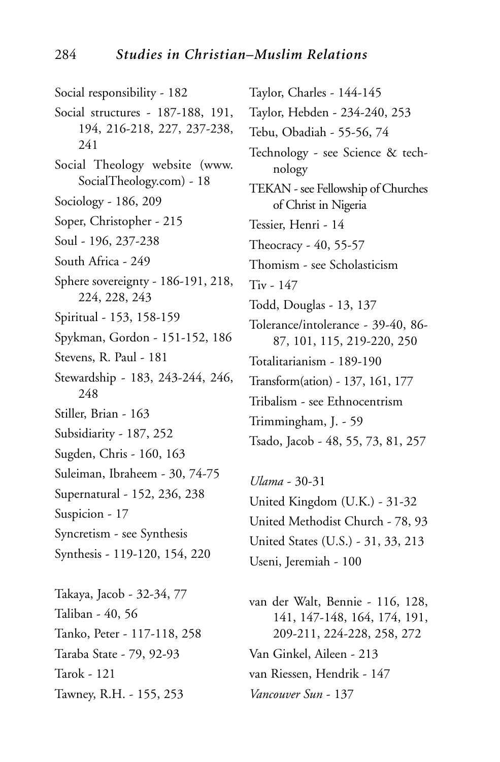Social responsibility - 182

Social structures - 187-188, 191, 194, 216-218, 227, 237-238, 241

Social Theology website (www.SocialTheology.com) - 18

Sociology - 186, 209

Soper, Christopher - 215

Soul - 196, 237-238

South Africa - 249

Sphere sovereignty - 186-191, 218, 224, 228, 243

Spiritual - 153, 158-159

Spykman, Gordon - 151-152, 186

Stevens, R. Paul - 181

Stewardship - 183, 243-244, 246, 248

Stiller, Brian - 163

Subsidiarity - 187, 252

Sugden, Chris - 160, 163

Suleiman, Ibraheem - 30, 74-75

Supernatural - 152, 236, 238

Suspicion - 17

Syncretism - see Synthesis

Synthesis - 119-120, 154, 220

Takaya, Jacob - 32-34, 77

Taliban - 40, 56

Tanko, Peter - 117-118, 258

Taraba State - 79, 92-93

Tarok - 121

Tawney, R.H. - 155, 253

Taylor, Charles - 144-145

Taylor, Hebden - 234-240, 253

Tebu, Obadiah - 55-56, 74

Technology - see Science & technology

TEKAN - see Fellowship of Churches of Christ in Nigeria

Tessier, Henri - 14

Theocracy - 40, 55-57

Thomism - see Scholasticism

Tiv - 147

Todd, Douglas - 13, 137

Tolerance/intolerance - 39-40, 86-87, 101, 115, 219-220, 250

Totalitarianism - 189-190

Transform(ation) - 137, 161, 177

Tribalism - see Ethnocentrism

Trimmingham, J. - 59

Tsado, Jacob - 48, 55, 73, 81, 257

*Ulama* - 30-31

United Kingdom (U.K.) - 31-32

United Methodist Church - 78, 93

United States (U.S.) - 31, 33, 213

Useni, Jeremiah - 100

van der Walt, Bennie - 116, 128, 141, 147-148, 164, 174, 191, 209-211, 224-228, 258, 272

Van Ginkel, Aileen - 213

van Riessen, Hendrik - 147

*Vancouver Sun* - 137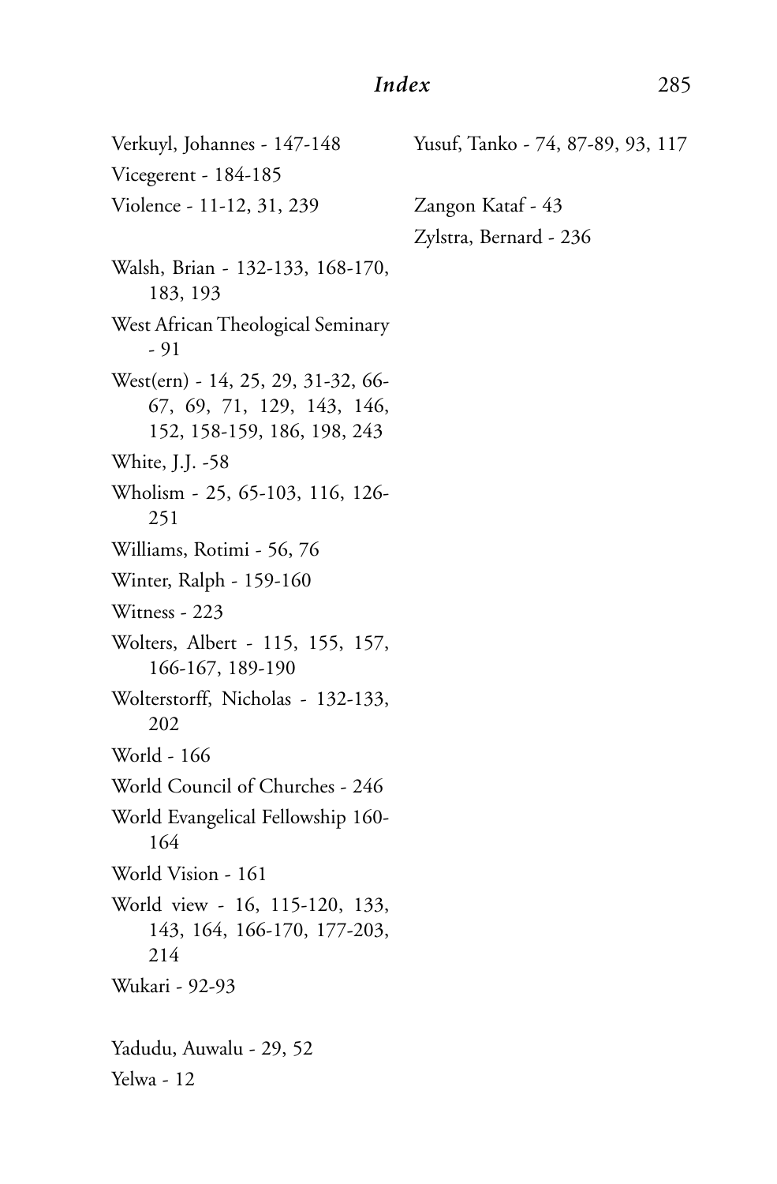Verkuyl, Johannes - 147-148

Vicegerent - 184-185

Violence - 11-12, 31, 239

Walsh, Brian - 132-133, 168-170, 183, 193

West African Theological Seminary - 91

West(ern) - 14, 25, 29, 31-32, 66-67, 69, 71, 129, 143, 146, 152, 158-159, 186, 198, 243

White, J.J. -58

Wholism - 25, 65-103, 116, 126-251

Williams, Rotimi - 56, 76

Winter, Ralph - 159-160

Witness - 223

Wolters, Albert - 115, 155, 157, 166-167, 189-190

Wolterstorff, Nicholas - 132-133, 202

World - 166

World Council of Churches - 246

World Evangelical Fellowship 160-164

World Vision - 161

World view - 16, 115-120, 133, 143, 164, 166-170, 177-203, 214

Wukari - 92-93

Yadudu, Auwalu - 29, 52

Yelwa - 12

Yusuf, Tanko - 74, 87-89, 93, 117

Zangon Kataf - 43

Zylstra, Bernard - 236